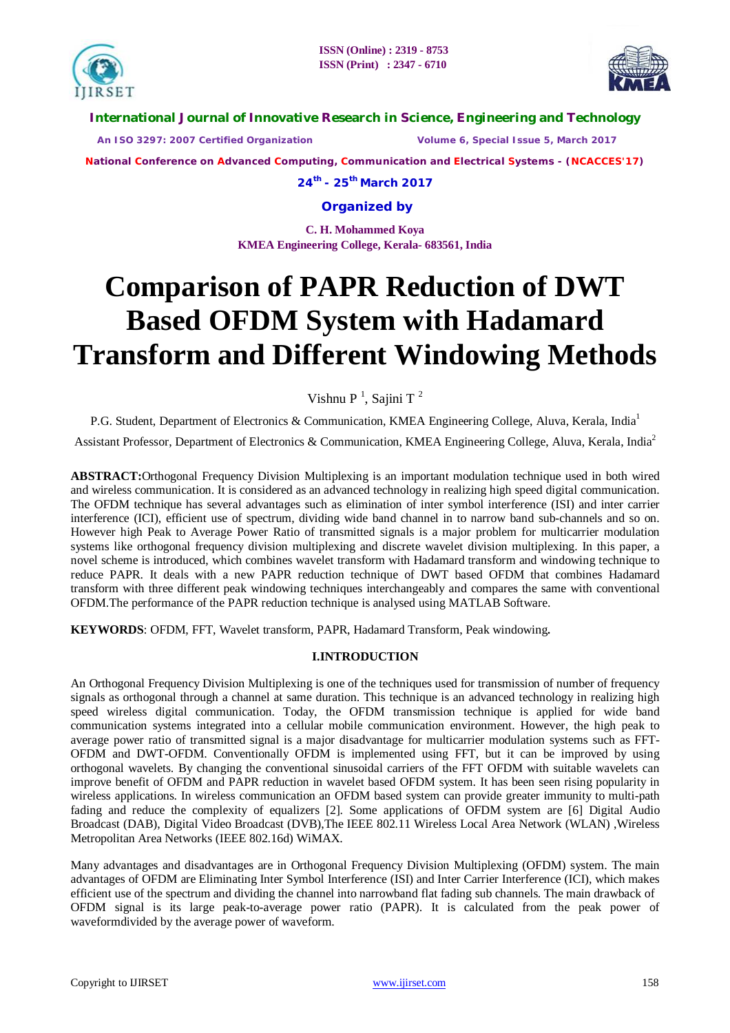# Comparison of PAPR Reduction of DWT Based OFDM System with Hadamard Transform and Different Windowing Methods

Vishnu P [1], Sajini T [2]

P.G. Student, Department of Electronics & Communication, KMEA Engineering College, Aluva, Kerala, India[1]

Assistant Professor, Department of Electronics & Communication, KMEA Engineering College, Aluva, Kerala, India[2]

**ABSTRACT:**Orthogonal Frequency Division Multiplexing is an important modulation technique used in both wired and wireless communication. It is considered as an advanced technology in realizing high speed digital communication. The OFDM technique has several advantages such as elimination of inter symbol interference (ISI) and inter carrier interference (ICI), efficient use of spectrum, dividing wide band channel in to narrow band sub-channels and so on. However high Peak to Average Power Ratio of transmitted signals is a major problem for multicarrier modulation systems like orthogonal frequency division multiplexing and discrete wavelet division multiplexing. In this paper, a novel scheme is introduced, which combines wavelet transform with Hadamard transform and windowing technique to reduce PAPR. It deals with a new PAPR reduction technique of DWT based OFDM that combines Hadamard transform with three different peak windowing techniques interchangeably and compares the same with conventional OFDM.The performance of the PAPR reduction technique is analysed using MATLAB Software.

**KEYWORDS**: OFDM, FFT, Wavelet transform, PAPR, Hadamard Transform, Peak windowing**.**

## I.INTRODUCTION

An Orthogonal Frequency Division Multiplexing is one of the techniques used for transmission of number of frequency signals as orthogonal through a channel at same duration. This technique is an advanced technology in realizing high speed wireless digital communication. Today, the OFDM transmission technique is applied for wide band communication systems integrated into a cellular mobile communication environment. However, the high peak to average power ratio of transmitted signal is a major disadvantage for multicarrier modulation systems such as FFT-OFDM and DWT-OFDM. Conventionally OFDM is implemented using FFT, but it can be improved by using orthogonal wavelets. By changing the conventional sinusoidal carriers of the FFT OFDM with suitable wavelets can improve benefit of OFDM and PAPR reduction in wavelet based OFDM system. It has been seen rising popularity in wireless applications. In wireless communication an OFDM based system can provide greater immunity to multi-path fading and reduce the complexity of equalizers [2]. Some applications of OFDM system are [6] Digital Audio Broadcast (DAB), Digital Video Broadcast (DVB),The IEEE 802.11 Wireless Local Area Network (WLAN) ,Wireless Metropolitan Area Networks (IEEE 802.16d) WiMAX.

Many advantages and disadvantages are in Orthogonal Frequency Division Multiplexing (OFDM) system. The main advantages of OFDM are Eliminating Inter Symbol Interference (ISI) and Inter Carrier Interference (ICI), which makes efficient use of the spectrum and dividing the channel into narrowband flat fading sub channels. The main drawback of OFDM signal is its large peak-to-average power ratio (PAPR). It is calculated from the peak power of waveformdivided by the average power of waveform.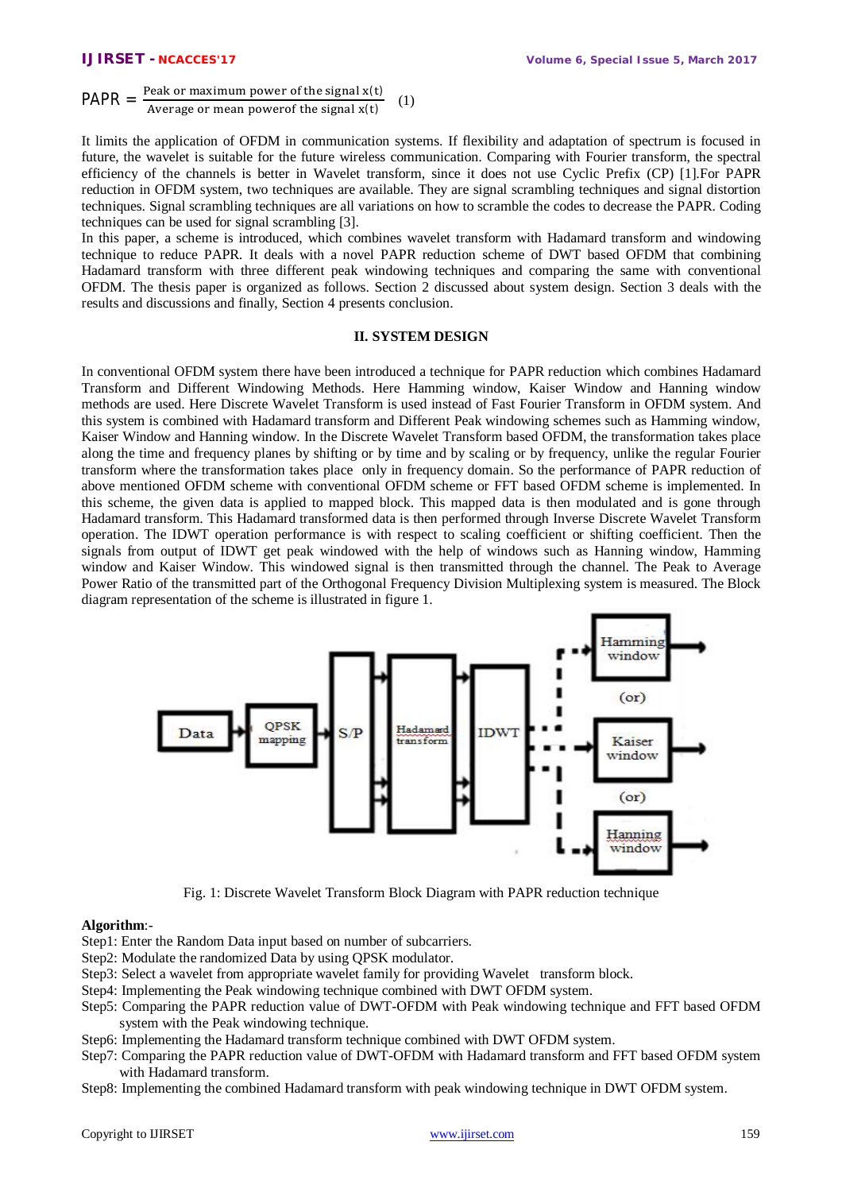$$\text{PAPR} = \frac{\text{Peak or maximum power of the signal } x(t)}{\text{Average or mean power of the signal } x(t)} \quad (1)$$

It limits the application of OFDM in communication systems. If flexibility and adaptation of spectrum is focused in future, the wavelet is suitable for the future wireless communication. Comparing with Fourier transform, the spectral efficiency of the channels is better in Wavelet transform, since it does not use Cyclic Prefix (CP) [1].For PAPR reduction in OFDM system, two techniques are available. They are signal scrambling techniques and signal distortion techniques. Signal scrambling techniques are all variations on how to scramble the codes to decrease the PAPR. Coding techniques can be used for signal scrambling [3].

In this paper, a scheme is introduced, which combines wavelet transform with Hadamard transform and windowing technique to reduce PAPR. It deals with a novel PAPR reduction scheme of DWT based OFDM that combining Hadamard transform with three different peak windowing techniques and comparing the same with conventional OFDM. The thesis paper is organized as follows. Section 2 discussed about system design. Section 3 deals with the results and discussions and finally, Section 4 presents conclusion.

## II. SYSTEM DESIGN

In conventional OFDM system there have been introduced a technique for PAPR reduction which combines Hadamard Transform and Different Windowing Methods. Here Hamming window, Kaiser Window and Hanning window methods are used. Here Discrete Wavelet Transform is used instead of Fast Fourier Transform in OFDM system. And this system is combined with Hadamard transform and Different Peak windowing schemes such as Hamming window, Kaiser Window and Hanning window. In the Discrete Wavelet Transform based OFDM, the transformation takes place along the time and frequency planes by shifting or by time and by scaling or by frequency, unlike the regular Fourier transform where the transformation takes place only in frequency domain. So the performance of PAPR reduction of above mentioned OFDM scheme with conventional OFDM scheme or FFT based OFDM scheme is implemented. In this scheme, the given data is applied to mapped block. This mapped data is then modulated and is gone through Hadamard transform. This Hadamard transformed data is then performed through Inverse Discrete Wavelet Transform operation. The IDWT operation performance is with respect to scaling coefficient or shifting coefficient. Then the signals from output of IDWT get peak windowed with the help of windows such as Hanning window, Hamming window and Kaiser Window. This windowed signal is then transmitted through the channel. The Peak to Average Power Ratio of the transmitted part of the Orthogonal Frequency Division Multiplexing system is measured. The Block diagram representation of the scheme is illustrated in figure 1.

Fig. 1: Discrete Wavelet Transform Block Diagram with PAPR reduction technique

**Algorithm**:-

Step1: Enter the Random Data input based on number of subcarriers.

Step2: Modulate the randomized Data by using QPSK modulator.

Step3: Select a wavelet from appropriate wavelet family for providing Wavelet transform block.

Step4: Implementing the Peak windowing technique combined with DWT OFDM system.

Step5: Comparing the PAPR reduction value of DWT-OFDM with Peak windowing technique and FFT based OFDM system with the Peak windowing technique.

Step6: Implementing the Hadamard transform technique combined with DWT OFDM system.

Step7: Comparing the PAPR reduction value of DWT-OFDM with Hadamard transform and FFT based OFDM system with Hadamard transform.

Step8: Implementing the combined Hadamard transform with peak windowing technique in DWT OFDM system.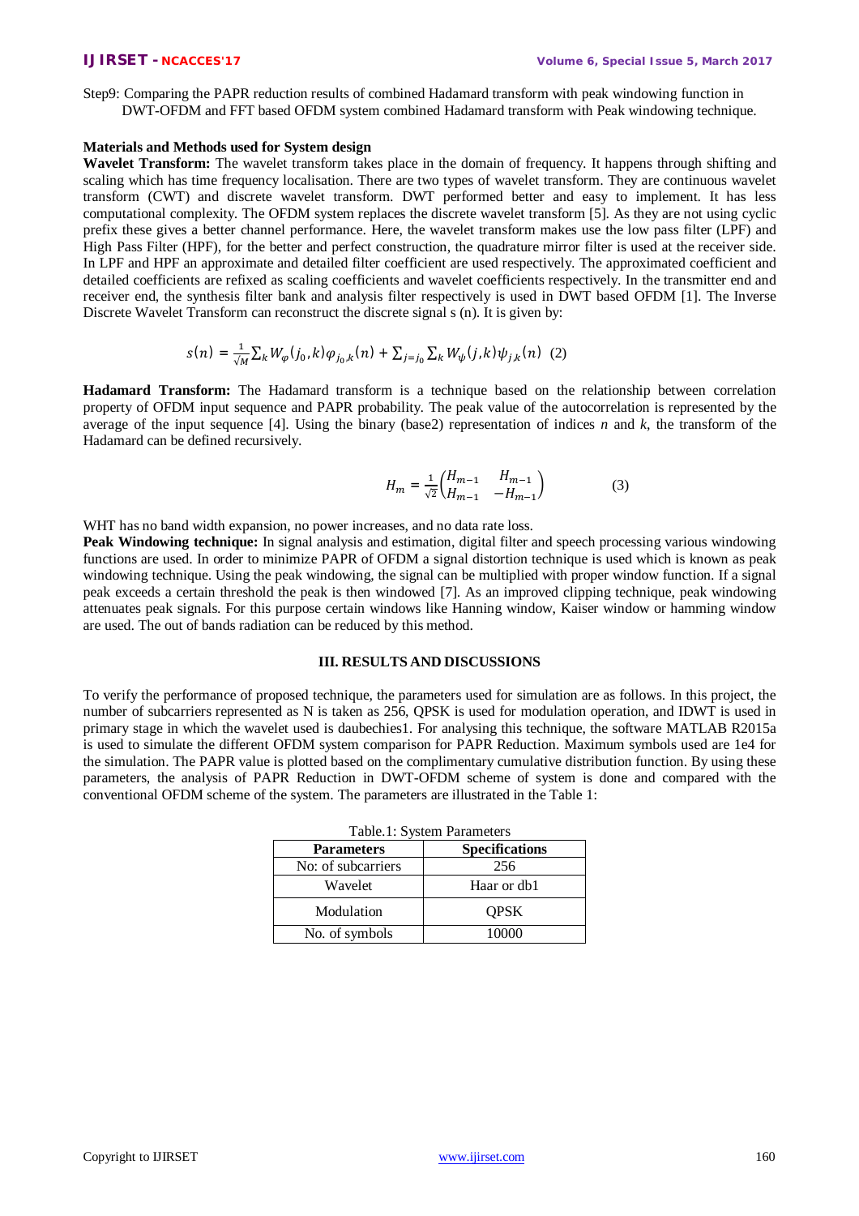Step9: Comparing the PAPR reduction results of combined Hadamard transform with peak windowing function in DWT-OFDM and FFT based OFDM system combined Hadamard transform with Peak windowing technique.

**Materials and Methods used for System design**

**Wavelet Transform:** The wavelet transform takes place in the domain of frequency. It happens through shifting and scaling which has time frequency localisation. There are two types of wavelet transform. They are continuous wavelet transform (CWT) and discrete wavelet transform. DWT performed better and easy to implement. It has less computational complexity. The OFDM system replaces the discrete wavelet transform [5]. As they are not using cyclic prefix these gives a better channel performance. Here, the wavelet transform makes use the low pass filter (LPF) and High Pass Filter (HPF), for the better and perfect construction, the quadrature mirror filter is used at the receiver side. In LPF and HPF an approximate and detailed filter coefficient are used respectively. The approximated coefficient and detailed coefficients are refixed as scaling coefficients and wavelet coefficients respectively. In the transmitter end and receiver end, the synthesis filter bank and analysis filter respectively is used in DWT based OFDM [1]. The Inverse Discrete Wavelet Transform can reconstruct the discrete signal s (n). It is given by:

$$s(n) = \frac{1}{\sqrt{M}}\sum_k W_\varphi(j_0,k)\varphi_{j_0,k}(n) + \sum_{j=j_0}\sum_k W_\psi(j,k)\psi_{j,k}(n) \quad (2)$$

**Hadamard Transform:** The Hadamard transform is a technique based on the relationship between correlation property of OFDM input sequence and PAPR probability. The peak value of the autocorrelation is represented by the average of the input sequence [4]. Using the binary (base2) representation of indices *n* and *k*, the transform of the Hadamard can be defined recursively.

$$H_m = \frac{1}{\sqrt{2}}\begin{pmatrix} H_{m-1} & H_{m-1} \\ H_{m-1} & -H_{m-1} \end{pmatrix} \quad (3)$$

WHT has no band width expansion, no power increases, and no data rate loss.

**Peak Windowing technique:** In signal analysis and estimation, digital filter and speech processing various windowing functions are used. In order to minimize PAPR of OFDM a signal distortion technique is used which is known as peak windowing technique. Using the peak windowing, the signal can be multiplied with proper window function. If a signal peak exceeds a certain threshold the peak is then windowed [7]. As an improved clipping technique, peak windowing attenuates peak signals. For this purpose certain windows like Hanning window, Kaiser window or hamming window are used. The out of bands radiation can be reduced by this method.

## III. RESULTS AND DISCUSSIONS

To verify the performance of proposed technique, the parameters used for simulation are as follows. In this project, the number of subcarriers represented as N is taken as 256, QPSK is used for modulation operation, and IDWT is used in primary stage in which the wavelet used is daubechies1. For analysing this technique, the software MATLAB R2015a is used to simulate the different OFDM system comparison for PAPR Reduction. Maximum symbols used are 1e4 for the simulation. The PAPR value is plotted based on the complimentary cumulative distribution function. By using these parameters, the analysis of PAPR Reduction in DWT-OFDM scheme of system is done and compared with the conventional OFDM scheme of the system. The parameters are illustrated in the Table 1:

Table.1: System Parameters

| **Parameters** | **Specifications** |
|---|---|
| No: of subcarriers | 256 |
| Wavelet | Haar or db1 |
| Modulation | QPSK |
| No. of symbols | 10000 |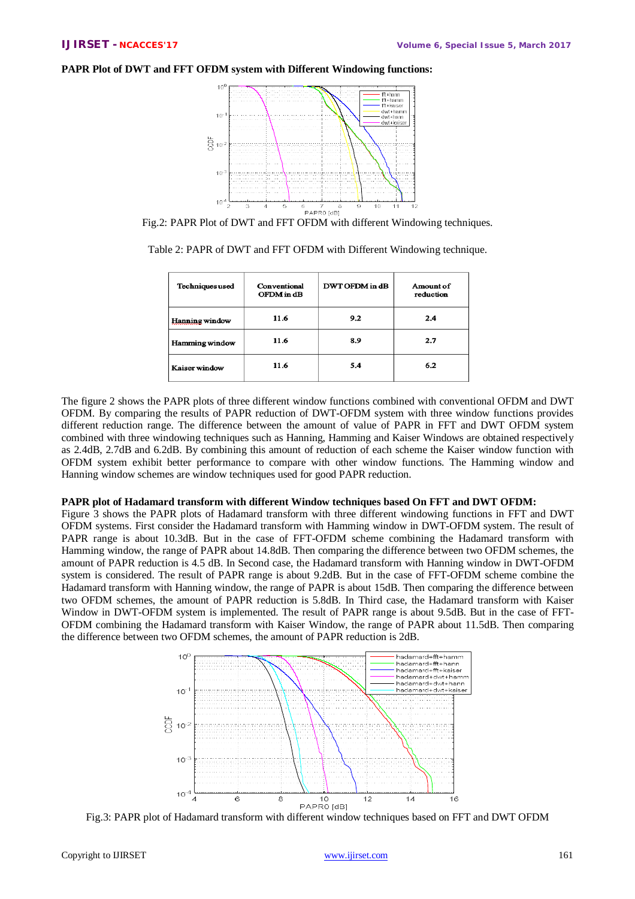**PAPR Plot of DWT and FFT OFDM system with Different Windowing functions:**

Fig.2: PAPR Plot of DWT and FFT OFDM with different Windowing techniques.

Table 2: PAPR of DWT and FFT OFDM with Different Windowing technique.

| Techniques used | Conventional OFDM in dB | DWT OFDM in dB | Amount of reduction |
|---|---|---|---|
| Hanning window | 11.6 | 9.2 | 2.4 |
| Hamming window | 11.6 | 8.9 | 2.7 |
| Kaiser window | 11.6 | 5.4 | 6.2 |

The figure 2 shows the PAPR plots of three different window functions combined with conventional OFDM and DWT OFDM. By comparing the results of PAPR reduction of DWT-OFDM system with three window functions provides different reduction range. The difference between the amount of value of PAPR in FFT and DWT OFDM system combined with three windowing techniques such as Hanning, Hamming and Kaiser Windows are obtained respectively as 2.4dB, 2.7dB and 6.2dB. By combining this amount of reduction of each scheme the Kaiser window function with OFDM system exhibit better performance to compare with other window functions. The Hamming window and Hanning window schemes are window techniques used for good PAPR reduction.

**PAPR plot of Hadamard transform with different Window techniques based On FFT and DWT OFDM:**

Figure 3 shows the PAPR plots of Hadamard transform with three different windowing functions in FFT and DWT OFDM systems. First consider the Hadamard transform with Hamming window in DWT-OFDM system. The result of PAPR range is about 10.3dB. But in the case of FFT-OFDM scheme combining the Hadamard transform with Hamming window, the range of PAPR about 14.8dB. Then comparing the difference between two OFDM schemes, the amount of PAPR reduction is 4.5 dB. In Second case, the Hadamard transform with Hanning window in DWT-OFDM system is considered. The result of PAPR range is about 9.2dB. But in the case of FFT-OFDM scheme combine the Hadamard transform with Hanning window, the range of PAPR is about 15dB. Then comparing the difference between two OFDM schemes, the amount of PAPR reduction is 5.8dB. In Third case, the Hadamard transform with Kaiser Window in DWT-OFDM system is implemented. The result of PAPR range is about 9.5dB. But in the case of FFT-OFDM combining the Hadamard transform with Kaiser Window, the range of PAPR about 11.5dB. Then comparing the difference between two OFDM schemes, the amount of PAPR reduction is 2dB.

Fig.3: PAPR plot of Hadamard transform with different window techniques based on FFT and DWT OFDM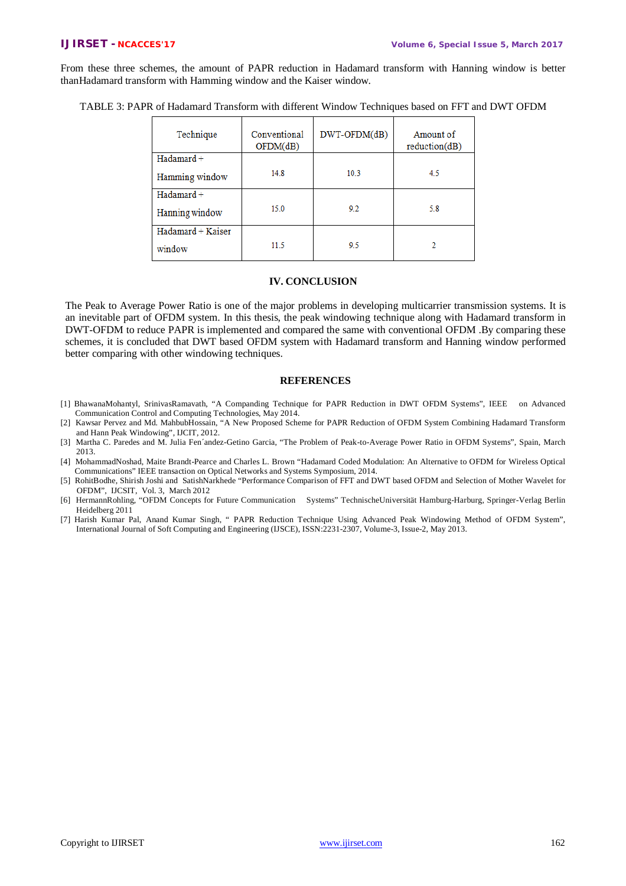From these three schemes, the amount of PAPR reduction in Hadamard transform with Hanning window is better thanHadamard transform with Hamming window and the Kaiser window.

TABLE 3: PAPR of Hadamard Transform with different Window Techniques based on FFT and DWT OFDM

| Technique | Conventional OFDM(dB) | DWT-OFDM(dB) | Amount of reduction(dB) |
|---|---|---|---|
| Hadamard + Hamming window | 14.8 | 10.3 | 4.5 |
| Hadamard + Hanning window | 15.0 | 9.2 | 5.8 |
| Hadamard + Kaiser window | 11.5 | 9.5 | 2 |

## IV. CONCLUSION

The Peak to Average Power Ratio is one of the major problems in developing multicarrier transmission systems. It is an inevitable part of OFDM system. In this thesis, the peak windowing technique along with Hadamard transform in DWT-OFDM to reduce PAPR is implemented and compared the same with conventional OFDM .By comparing these schemes, it is concluded that DWT based OFDM system with Hadamard transform and Hanning window performed better comparing with other windowing techniques.

## REFERENCES

[1] BhawanaMohantyl, SrinivasRamavath, "A Companding Technique for PAPR Reduction in DWT OFDM Systems", IEEE on Advanced Communication Control and Computing Technologies, May 2014.

[2] Kawsar Pervez and Md. MahbubHossain, "A New Proposed Scheme for PAPR Reduction of OFDM System Combining Hadamard Transform and Hann Peak Windowing", IJCIT, 2012.

[3] Martha C. Paredes and M. Julia Fen´andez-Getino Garcia, "The Problem of Peak-to-Average Power Ratio in OFDM Systems", Spain, March 2013.

[4] MohammadNoshad, Maite Brandt-Pearce and Charles L. Brown "Hadamard Coded Modulation: An Alternative to OFDM for Wireless Optical Communications" IEEE transaction on Optical Networks and Systems Symposium, 2014.

[5] RohitBodhe, Shirish Joshi and SatishNarkhede "Performance Comparison of FFT and DWT based OFDM and Selection of Mother Wavelet for OFDM", IJCSIT, Vol. 3, March 2012

[6] HermannRohling, "OFDM Concepts for Future Communication Systems" TechnischeUniversität Hamburg-Harburg, Springer-Verlag Berlin Heidelberg 2011

[7] Harish Kumar Pal, Anand Kumar Singh, " PAPR Reduction Technique Using Advanced Peak Windowing Method of OFDM System", International Journal of Soft Computing and Engineering (IJSCE), ISSN:2231-2307, Volume-3, Issue-2, May 2013.